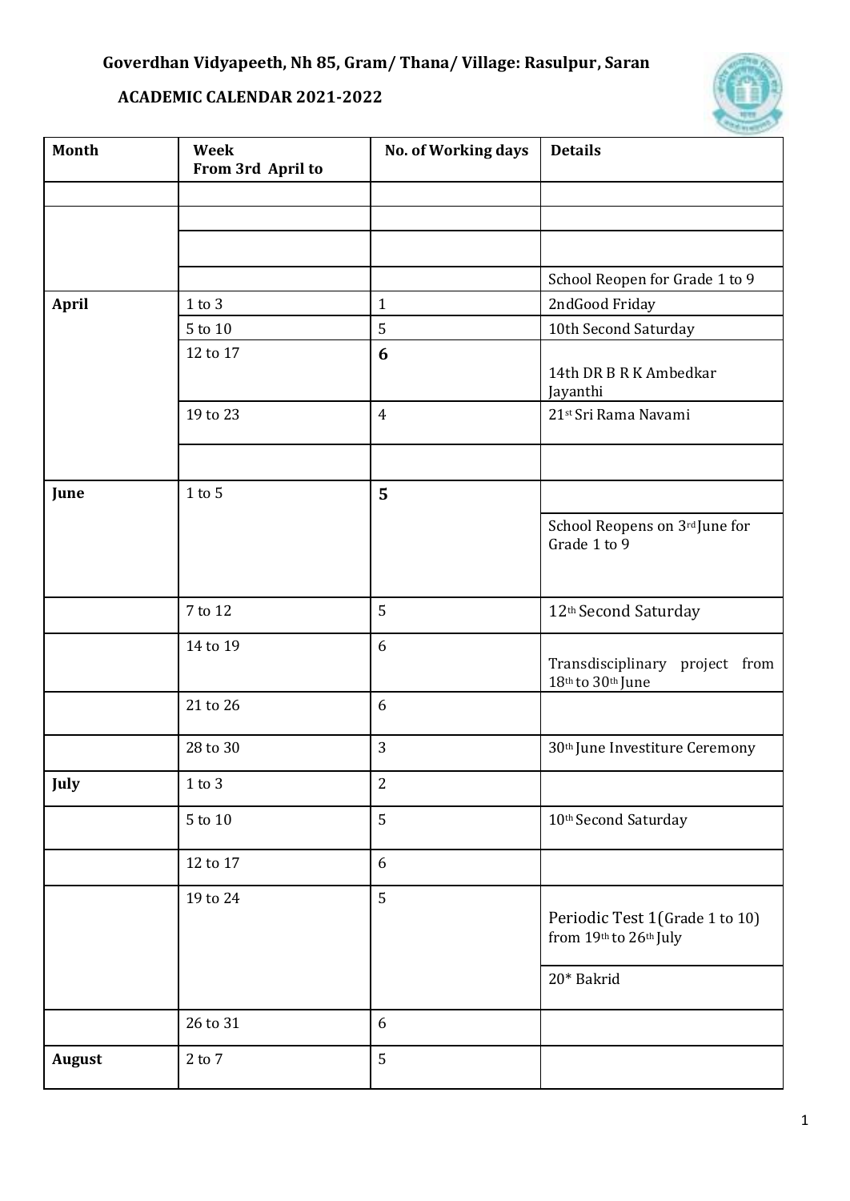**Goverdhan Vidyapeeth, Nh 85, Gram/ Thana/ Village: Rasulpur, Saran**

**ACADEMIC CALENDAR 2021-2022**

| Month | Week<br>From 3rd April to | No. of Working days | Details |
|---|---|---|---|
| | | | |
| | | | |
| | | | |
| | | | School Reopen for Grade 1 to 9 |
| **April** | 1 to 3 | 1 | 2ndGood Friday |
| | 5 to 10 | 5 | 10th Second Saturday |
| | 12 to 17 | **6** | 14th DR B R K Ambedkar Jayanthi |
| | 19 to 23 | 4 | 21st Sri Rama Navami |
| | | | |
| **June** | 1 to 5 | **5** | |
| | | | School Reopens on 3rd June for Grade 1 to 9 |
| | 7 to 12 | 5 | 12th Second Saturday |
| | 14 to 19 | 6 | Transdisciplinary project from 18th to 30th June |
| | 21 to 26 | 6 | |
| | 28 to 30 | 3 | 30th June Investiture Ceremony |
| **July** | 1 to 3 | 2 | |
| | 5 to 10 | 5 | 10th Second Saturday |
| | 12 to 17 | 6 | |
| | 19 to 24 | 5 | Periodic Test 1(Grade 1 to 10) from 19th to 26th July |
| | | | 20* Bakrid |
| | 26 to 31 | 6 | |
| **August** | 2 to 7 | 5 | |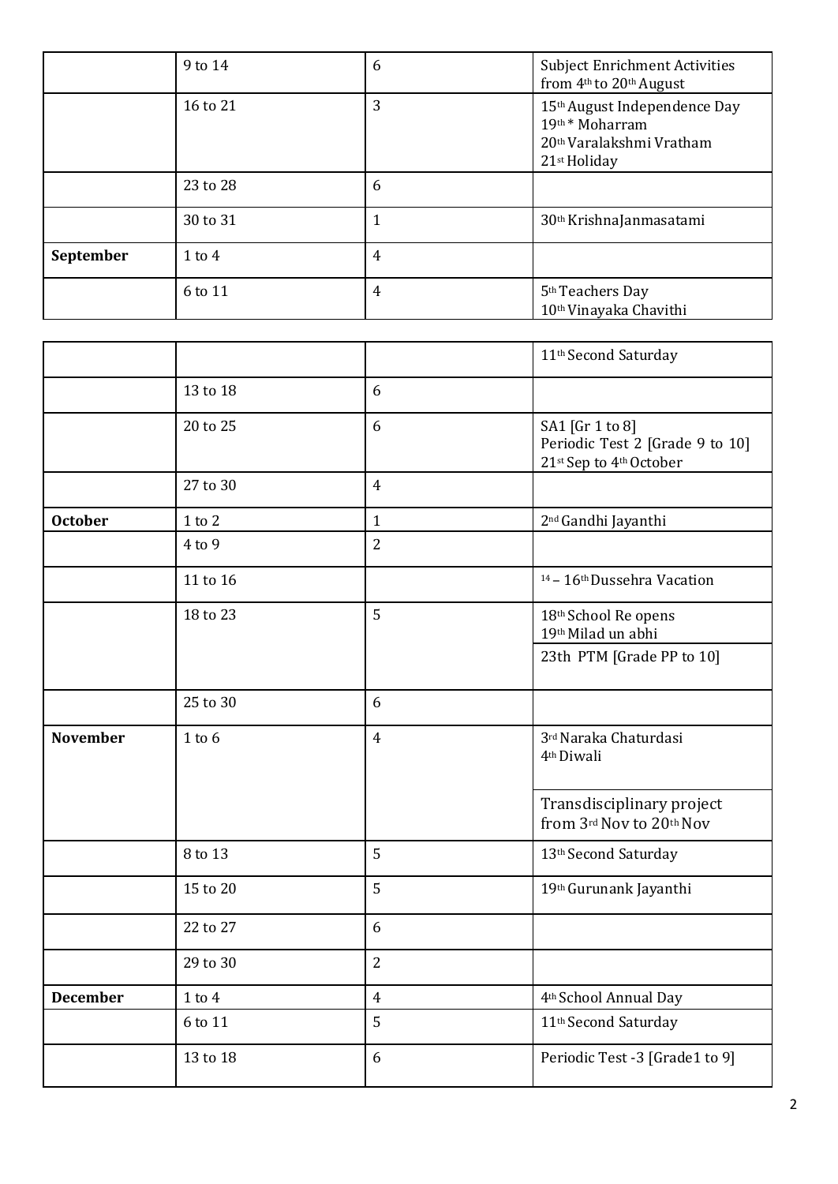| | | | |
|---|---|---|---|
| | 9 to 14 | 6 | Subject Enrichment Activities from 4th to 20th August |
| | 16 to 21 | 3 | 15th August Independence Day<br>19th * Moharram<br>20th Varalakshmi Vratham<br>21st Holiday |
| | 23 to 28 | 6 | |
| | 30 to 31 | 1 | 30th KrishnaJanmasatami |
| **September** | 1 to 4 | 4 | |
| | 6 to 11 | 4 | 5th Teachers Day<br>10th Vinayaka Chavithi<br>11th Second Saturday |
| | 13 to 18 | 6 | |
| | 20 to 25 | 6 | SA1 [Gr 1 to 8]<br>Periodic Test 2 [Grade 9 to 10]<br>21st Sep to 4th October |
| | 27 to 30 | 4 | |
| **October** | 1 to 2 | 1 | 2nd Gandhi Jayanthi |
| | 4 to 9 | 2 | |
| | 11 to 16 | | 14 – 16th Dussehra Vacation |
| | 18 to 23 | 5 | 18th School Re opens<br>19th Milad un abhi<br>23th PTM [Grade PP to 10] |
| | 25 to 30 | 6 | |
| **November** | 1 to 6 | 4 | 3rd Naraka Chaturdasi<br>4th Diwali<br>Transdisciplinary project from 3rd Nov to 20th Nov |
| | 8 to 13 | 5 | 13th Second Saturday |
| | 15 to 20 | 5 | 19th Gurunank Jayanthi |
| | 22 to 27 | 6 | |
| | 29 to 30 | 2 | |
| **December** | 1 to 4 | 4 | 4th School Annual Day |
| | 6 to 11 | 5 | 11th Second Saturday |
| | 13 to 18 | 6 | Periodic Test -3 [Grade1 to 9] |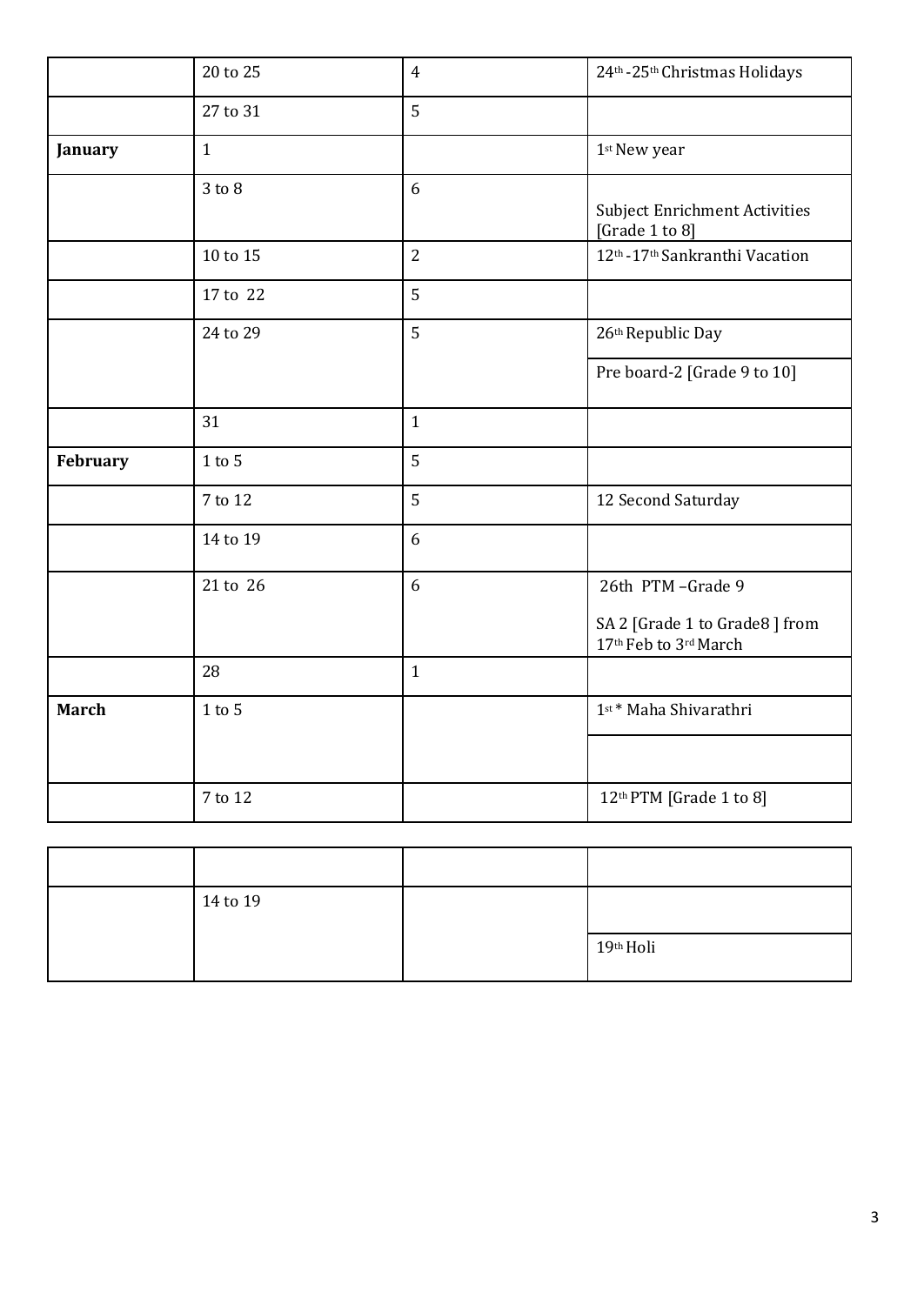| | | | |
|---|---|---|---|
| | 20 to 25 | 4 | 24th -25th Christmas Holidays |
| | 27 to 31 | 5 | |
| **January** | 1 | | 1st New year |
| | 3 to 8 | 6 | Subject Enrichment Activities [Grade 1 to 8] |
| | 10 to 15 | 2 | 12th -17th Sankranthi Vacation |
| | 17 to 22 | 5 | |
| | 24 to 29 | 5 | 26th Republic Day |
| | | | Pre board-2 [Grade 9 to 10] |
| | 31 | 1 | |
| **February** | 1 to 5 | 5 | |
| | 7 to 12 | 5 | 12 Second Saturday |
| | 14 to 19 | 6 | |
| | 21 to 26 | 6 | 26th PTM –Grade 9<br>SA 2 [Grade 1 to Grade8 ] from 17th Feb to 3rd March |
| | 28 | 1 | |
| **March** | 1 to 5 | | 1st * Maha Shivarathri |
| | | | |
| | 7 to 12 | | 12th PTM [Grade 1 to 8] |
| | | | |
| | 14 to 19 | | |
| | | | 19th Holi |